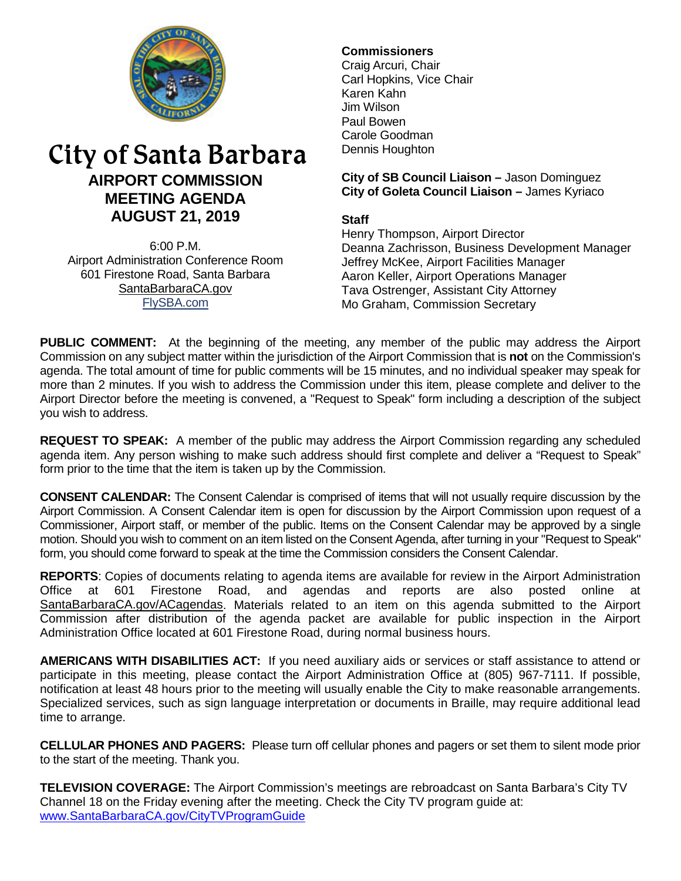# City of Santa Barbara

## AIRPORT COMMISSION MEETING AGENDA AUGUST 21, 2019

6:00 P.M.
Airport Administration Conference Room
601 Firestone Road, Santa Barbara
SantaBarbaraCA.gov
FlySBA.com

**Commissioners**
Craig Arcuri, Chair
Carl Hopkins, Vice Chair
Karen Kahn
Jim Wilson
Paul Bowen
Carole Goodman
Dennis Houghton

**City of SB Council Liaison –** Jason Dominguez
**City of Goleta Council Liaison –** James Kyriaco

**Staff**
Henry Thompson, Airport Director
Deanna Zachrisson, Business Development Manager
Jeffrey McKee, Airport Facilities Manager
Aaron Keller, Airport Operations Manager
Tava Ostrenger, Assistant City Attorney
Mo Graham, Commission Secretary

**PUBLIC COMMENT:** At the beginning of the meeting, any member of the public may address the Airport Commission on any subject matter within the jurisdiction of the Airport Commission that is **not** on the Commission's agenda. The total amount of time for public comments will be 15 minutes, and no individual speaker may speak for more than 2 minutes. If you wish to address the Commission under this item, please complete and deliver to the Airport Director before the meeting is convened, a "Request to Speak" form including a description of the subject you wish to address.

**REQUEST TO SPEAK:** A member of the public may address the Airport Commission regarding any scheduled agenda item. Any person wishing to make such address should first complete and deliver a "Request to Speak" form prior to the time that the item is taken up by the Commission.

**CONSENT CALENDAR:** The Consent Calendar is comprised of items that will not usually require discussion by the Airport Commission. A Consent Calendar item is open for discussion by the Airport Commission upon request of a Commissioner, Airport staff, or member of the public. Items on the Consent Calendar may be approved by a single motion. Should you wish to comment on an item listed on the Consent Agenda, after turning in your "Request to Speak" form, you should come forward to speak at the time the Commission considers the Consent Calendar.

**REPORTS**: Copies of documents relating to agenda items are available for review in the Airport Administration Office at 601 Firestone Road, and agendas and reports are also posted online at SantaBarbaraCA.gov/ACagendas. Materials related to an item on this agenda submitted to the Airport Commission after distribution of the agenda packet are available for public inspection in the Airport Administration Office located at 601 Firestone Road, during normal business hours.

**AMERICANS WITH DISABILITIES ACT:** If you need auxiliary aids or services or staff assistance to attend or participate in this meeting, please contact the Airport Administration Office at (805) 967-7111. If possible, notification at least 48 hours prior to the meeting will usually enable the City to make reasonable arrangements. Specialized services, such as sign language interpretation or documents in Braille, may require additional lead time to arrange.

**CELLULAR PHONES AND PAGERS:** Please turn off cellular phones and pagers or set them to silent mode prior to the start of the meeting. Thank you.

**TELEVISION COVERAGE:** The Airport Commission's meetings are rebroadcast on Santa Barbara's City TV Channel 18 on the Friday evening after the meeting. Check the City TV program guide at: www.SantaBarbaraCA.gov/CityTVProgramGuide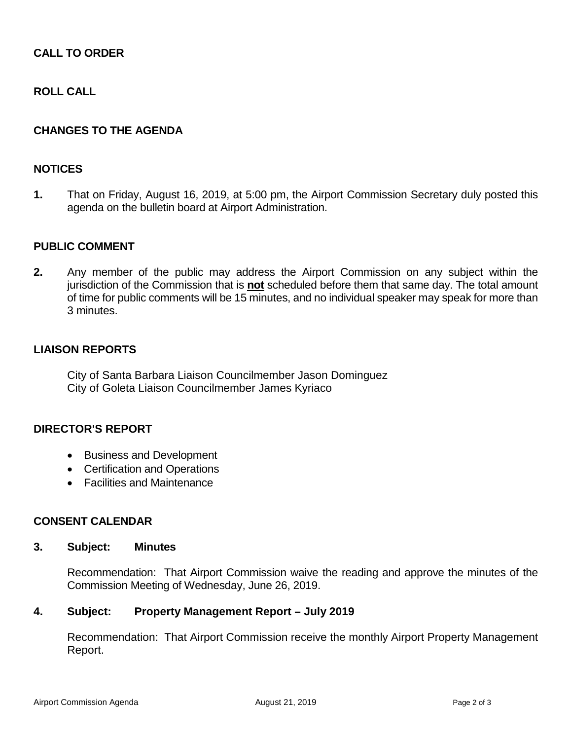## CALL TO ORDER

## ROLL CALL

## CHANGES TO THE AGENDA

## NOTICES

**1.** That on Friday, August 16, 2019, at 5:00 pm, the Airport Commission Secretary duly posted this agenda on the bulletin board at Airport Administration.

## PUBLIC COMMENT

**2.** Any member of the public may address the Airport Commission on any subject within the jurisdiction of the Commission that is **not** scheduled before them that same day. The total amount of time for public comments will be 15 minutes, and no individual speaker may speak for more than 3 minutes.

## LIAISON REPORTS

City of Santa Barbara Liaison Councilmember Jason Dominguez
City of Goleta Liaison Councilmember James Kyriaco

## DIRECTOR'S REPORT

- Business and Development
- Certification and Operations
- Facilities and Maintenance

## CONSENT CALENDAR

**3. Subject: Minutes**

Recommendation: That Airport Commission waive the reading and approve the minutes of the Commission Meeting of Wednesday, June 26, 2019.

**4. Subject: Property Management Report – July 2019**

Recommendation: That Airport Commission receive the monthly Airport Property Management Report.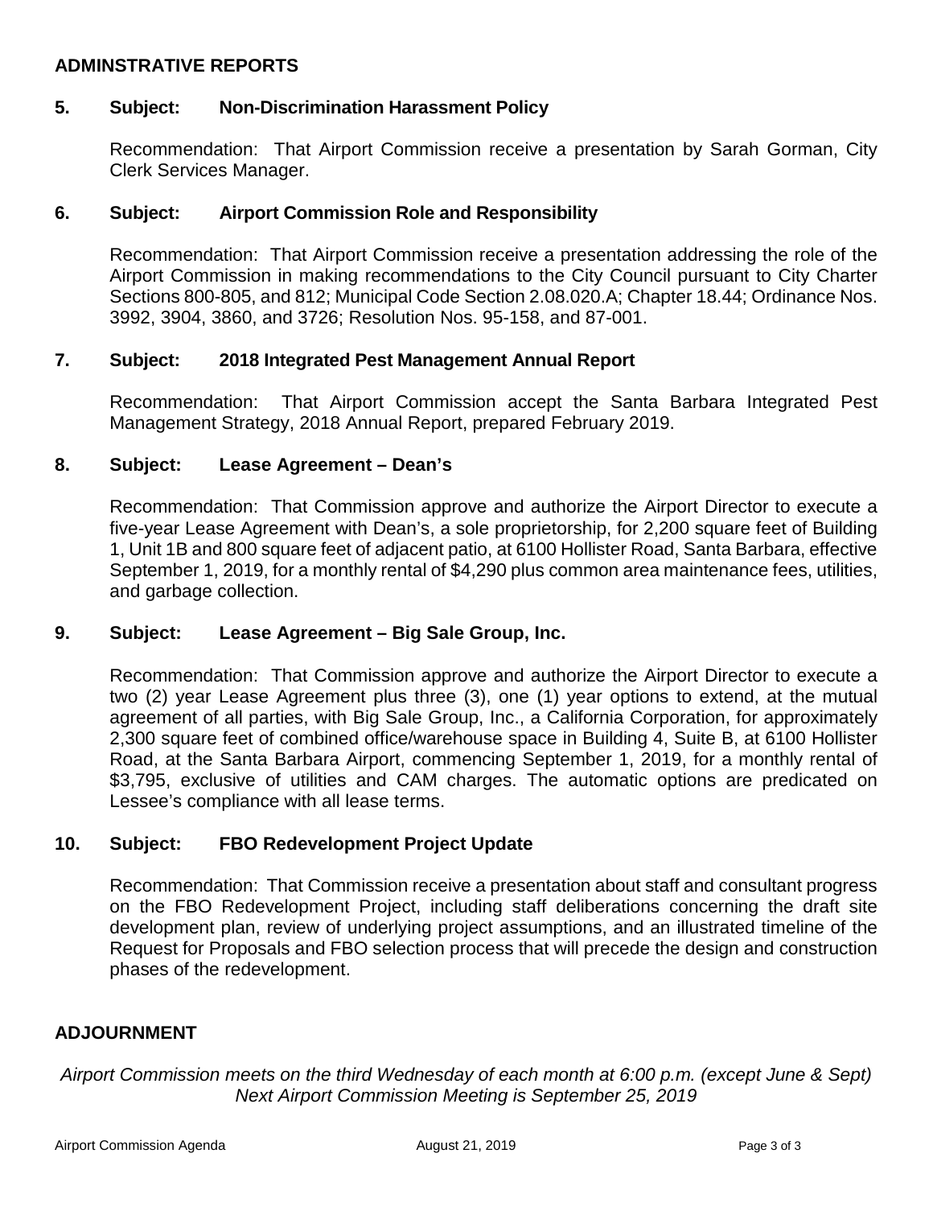## ADMINSTRATIVE REPORTS

**5. Subject: Non-Discrimination Harassment Policy**

Recommendation: That Airport Commission receive a presentation by Sarah Gorman, City Clerk Services Manager.

**6. Subject: Airport Commission Role and Responsibility**

Recommendation: That Airport Commission receive a presentation addressing the role of the Airport Commission in making recommendations to the City Council pursuant to City Charter Sections 800-805, and 812; Municipal Code Section 2.08.020.A; Chapter 18.44; Ordinance Nos. 3992, 3904, 3860, and 3726; Resolution Nos. 95-158, and 87-001.

**7. Subject: 2018 Integrated Pest Management Annual Report**

Recommendation: That Airport Commission accept the Santa Barbara Integrated Pest Management Strategy, 2018 Annual Report, prepared February 2019.

**8. Subject: Lease Agreement – Dean's**

Recommendation: That Commission approve and authorize the Airport Director to execute a five-year Lease Agreement with Dean's, a sole proprietorship, for 2,200 square feet of Building 1, Unit 1B and 800 square feet of adjacent patio, at 6100 Hollister Road, Santa Barbara, effective September 1, 2019, for a monthly rental of $4,290 plus common area maintenance fees, utilities, and garbage collection.

**9. Subject: Lease Agreement – Big Sale Group, Inc.**

Recommendation: That Commission approve and authorize the Airport Director to execute a two (2) year Lease Agreement plus three (3), one (1) year options to extend, at the mutual agreement of all parties, with Big Sale Group, Inc., a California Corporation, for approximately 2,300 square feet of combined office/warehouse space in Building 4, Suite B, at 6100 Hollister Road, at the Santa Barbara Airport, commencing September 1, 2019, for a monthly rental of $3,795, exclusive of utilities and CAM charges. The automatic options are predicated on Lessee's compliance with all lease terms.

**10. Subject: FBO Redevelopment Project Update**

Recommendation: That Commission receive a presentation about staff and consultant progress on the FBO Redevelopment Project, including staff deliberations concerning the draft site development plan, review of underlying project assumptions, and an illustrated timeline of the Request for Proposals and FBO selection process that will precede the design and construction phases of the redevelopment.

## ADJOURNMENT

*Airport Commission meets on the third Wednesday of each month at 6:00 p.m. (except June & Sept)*
*Next Airport Commission Meeting is September 25, 2019*